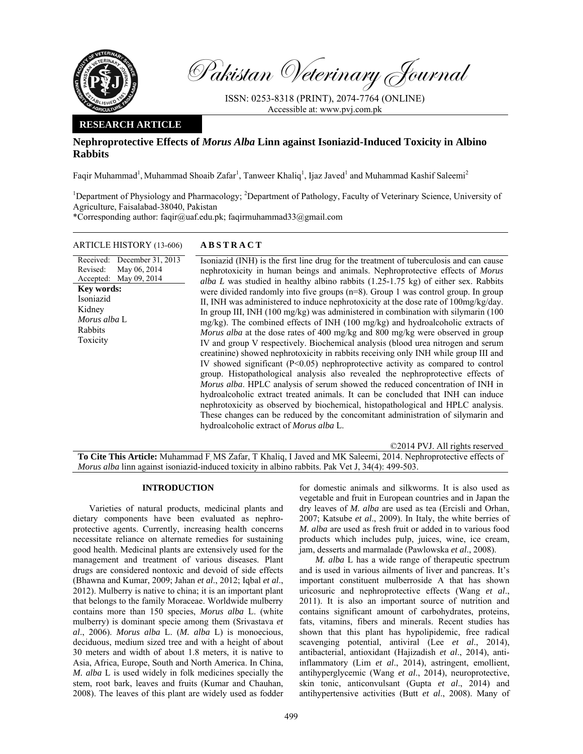Pakistan Veterinary Journal

ISSN: 0253-8318 (PRINT), 2074-7764 (ONLINE)
Accessible at: www.pvj.com.pk

**RESEARCH ARTICLE**

# Nephroprotective Effects of *Morus Alba* Linn against Isoniazid-Induced Toxicity in Albino Rabbits

Faqir Muhammad[1], Muhammad Shoaib Zafar[1], Tanweer Khaliq[1], Ijaz Javed[1] and Muhammad Kashif Saleemi[2]

[1]Department of Physiology and Pharmacology; [2]Department of Pathology, Faculty of Veterinary Science, University of Agriculture, Faisalabad-38040, Pakistan

*Corresponding author: faqir@uaf.edu.pk; faqirmuhammad33@gmail.com

**ARTICLE HISTORY** (13-606)

Received: December 31, 2013
Revised: May 06, 2014
Accepted: May 09, 2014

**Key words:**
Isoniazid
Kidney
*Morus alba* L
Rabbits
Toxicity

## ABSTRACT

Isoniazid (INH) is the first line drug for the treatment of tuberculosis and can cause nephrotoxicity in human beings and animals. Nephroprotective effects of *Morus alba L* was studied in healthy albino rabbits (1.25-1.75 kg) of either sex. Rabbits were divided randomly into five groups (n=8). Group 1 was control group. In group II, INH was administered to induce nephrotoxicity at the dose rate of 100mg/kg/day. In group III, INH (100 mg/kg) was administered in combination with silymarin (100 mg/kg). The combined effects of INH (100 mg/kg) and hydroalcoholic extracts of *Morus alba* at the dose rates of 400 mg/kg and 800 mg/kg were observed in group IV and group V respectively. Biochemical analysis (blood urea nitrogen and serum creatinine) showed nephrotoxicity in rabbits receiving only INH while group III and IV showed significant ($P<0.05$) nephroprotective activity as compared to control group. Histopathological analysis also revealed the nephroprotective effects of *Morus alba*. HPLC analysis of serum showed the reduced concentration of INH in hydroalcoholic extract treated animals. It can be concluded that INH can induce nephrotoxicity as observed by biochemical, histopathological and HPLC analysis. These changes can be reduced by the concomitant administration of silymarin and hydroalcoholic extract of *Morus alba* L.

©2014 PVJ. All rights reserved

**To Cite This Article:** Muhammad F, MS Zafar, T Khaliq, I Javed and MK Saleemi, 2014. Nephroprotective effects of *Morus alba* linn against isoniazid-induced toxicity in albino rabbits. Pak Vet J, 34(4): 499-503.

## INTRODUCTION

Varieties of natural products, medicinal plants and dietary components have been evaluated as nephroprotective agents. Currently, increasing health concerns necessitate reliance on alternate remedies for sustaining good health. Medicinal plants are extensively used for the management and treatment of various diseases. Plant drugs are considered nontoxic and devoid of side effects (Bhawna and Kumar, 2009; Jahan *et al*., 2012; Iqbal *et al*., 2012). Mulberry is native to china; it is an important plant that belongs to the family Moraceae. Worldwide mulberry contains more than 150 species, *Morus alba* L. (white mulberry) is dominant specie among them (Srivastava *et al*., 2006). *Morus alba* L. (*M. alba* L) is monoecious, deciduous, medium sized tree and with a height of about 30 meters and width of about 1.8 meters, it is native to Asia, Africa, Europe, South and North America. In China, *M. alba* L is used widely in folk medicines specially the stem, root bark, leaves and fruits (Kumar and Chauhan, 2008). The leaves of this plant are widely used as fodder for domestic animals and silkworms. It is also used as vegetable and fruit in European countries and in Japan the dry leaves of *M. alba* are used as tea (Ercisli and Orhan, 2007; Katsube *et al*., 2009). In Italy, the white berries of *M. alba* are used as fresh fruit or added in to various food products which includes pulp, juices, wine, ice cream, jam, desserts and marmalade (Pawlowska *et al*., 2008).

*M. alba* L has a wide range of therapeutic spectrum and is used in various ailments of liver and pancreas. It's important constituent mulberroside A that has shown uricosuric and nephroprotective effects (Wang *et al*., 2011). It is also an important source of nutrition and contains significant amount of carbohydrates, proteins, fats, vitamins, fibers and minerals. Recent studies has shown that this plant has hypolipidemic, free radical scavenging potential, antiviral (Lee *et al*., 2014), antibacterial, antioxidant (Hajizadish *et al*., 2014), anti-inflammatory (Lim *et al*., 2014), astringent, emollient, antihyperglycemic (Wang *et al*., 2014), neuroprotective, skin tonic, anticonvulsant (Gupta *et al*., 2014) and antihypertensive activities (Butt *et al*., 2008). Many of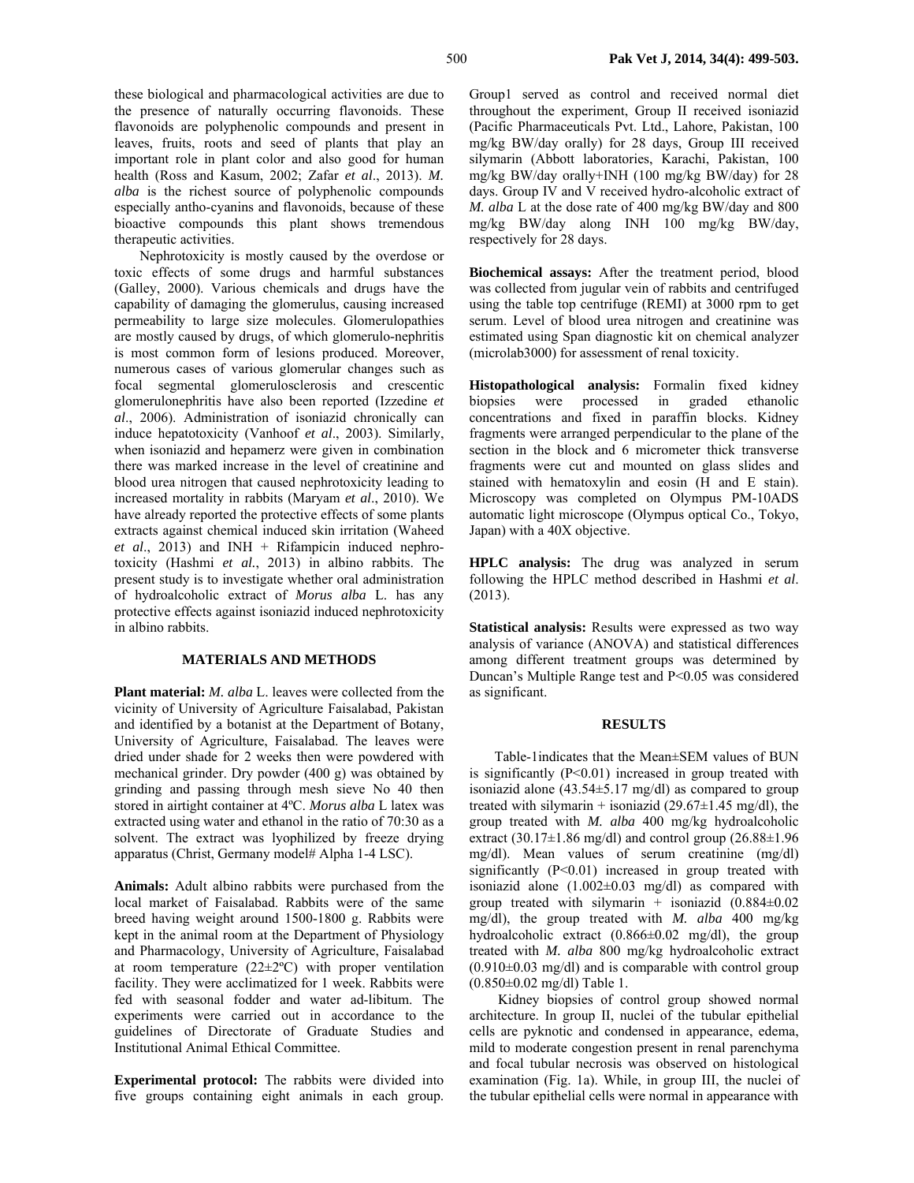these biological and pharmacological activities are due to the presence of naturally occurring flavonoids. These flavonoids are polyphenolic compounds and present in leaves, fruits, roots and seed of plants that play an important role in plant color and also good for human health (Ross and Kasum, 2002; Zafar *et al*., 2013). *M. alba* is the richest source of polyphenolic compounds especially antho-cyanins and flavonoids, because of these bioactive compounds this plant shows tremendous therapeutic activities.

Nephrotoxicity is mostly caused by the overdose or toxic effects of some drugs and harmful substances (Galley, 2000). Various chemicals and drugs have the capability of damaging the glomerulus, causing increased permeability to large size molecules. Glomerulopathies are mostly caused by drugs, of which glomerulo-nephritis is most common form of lesions produced. Moreover, numerous cases of various glomerular changes such as focal segmental glomerulosclerosis and crescentic glomerulonephritis have also been reported (Izzedine *et al*., 2006). Administration of isoniazid chronically can induce hepatotoxicity (Vanhoof *et al*., 2003). Similarly, when isoniazid and hepamerz were given in combination there was marked increase in the level of creatinine and blood urea nitrogen that caused nephrotoxicity leading to increased mortality in rabbits (Maryam *et al*., 2010). We have already reported the protective effects of some plants extracts against chemical induced skin irritation (Waheed *et al*., 2013) and INH + Rifampicin induced nephro-toxicity (Hashmi *et al.*, 2013) in albino rabbits. The present study is to investigate whether oral administration of hydroalcoholic extract of *Morus alba* L. has any protective effects against isoniazid induced nephrotoxicity in albino rabbits.

## MATERIALS AND METHODS

**Plant material:** *M. alba* L. leaves were collected from the vicinity of University of Agriculture Faisalabad, Pakistan and identified by a botanist at the Department of Botany, University of Agriculture, Faisalabad. The leaves were dried under shade for 2 weeks then were powdered with mechanical grinder. Dry powder (400 g) was obtained by grinding and passing through mesh sieve No 40 then stored in airtight container at 4ºC. *Morus alba* L latex was extracted using water and ethanol in the ratio of 70:30 as a solvent. The extract was lyophilized by freeze drying apparatus (Christ, Germany model# Alpha 1-4 LSC).

**Animals:** Adult albino rabbits were purchased from the local market of Faisalabad. Rabbits were of the same breed having weight around 1500-1800 g. Rabbits were kept in the animal room at the Department of Physiology and Pharmacology, University of Agriculture, Faisalabad at room temperature (22±2ºC) with proper ventilation facility. They were acclimatized for 1 week. Rabbits were fed with seasonal fodder and water ad-libitum. The experiments were carried out in accordance to the guidelines of Directorate of Graduate Studies and Institutional Animal Ethical Committee.

**Experimental protocol:** The rabbits were divided into five groups containing eight animals in each group. Group1 served as control and received normal diet throughout the experiment, Group II received isoniazid (Pacific Pharmaceuticals Pvt. Ltd., Lahore, Pakistan, 100 mg/kg BW/day orally) for 28 days, Group III received silymarin (Abbott laboratories, Karachi, Pakistan, 100 mg/kg BW/day orally+INH (100 mg/kg BW/day) for 28 days. Group IV and V received hydro-alcoholic extract of *M. alba* L at the dose rate of 400 mg/kg BW/day and 800 mg/kg BW/day along INH 100 mg/kg BW/day, respectively for 28 days.

**Biochemical assays:** After the treatment period, blood was collected from jugular vein of rabbits and centrifuged using the table top centrifuge (REMI) at 3000 rpm to get serum. Level of blood urea nitrogen and creatinine was estimated using Span diagnostic kit on chemical analyzer (microlab3000) for assessment of renal toxicity.

**Histopathological analysis:** Formalin fixed kidney biopsies were processed in graded ethanolic concentrations and fixed in paraffin blocks. Kidney fragments were arranged perpendicular to the plane of the section in the block and 6 micrometer thick transverse fragments were cut and mounted on glass slides and stained with hematoxylin and eosin (H and E stain). Microscopy was completed on Olympus PM-10ADS automatic light microscope (Olympus optical Co., Tokyo, Japan) with a 40X objective.

**HPLC analysis:** The drug was analyzed in serum following the HPLC method described in Hashmi *et al*. (2013).

**Statistical analysis:** Results were expressed as two way analysis of variance (ANOVA) and statistical differences among different treatment groups was determined by Duncan's Multiple Range test and $P<0.05$ was considered as significant.

## RESULTS

Table-1indicates that the Mean±SEM values of BUN is significantly ($P<0.01$) increased in group treated with isoniazid alone (43.54±5.17 mg/dl) as compared to group treated with silymarin + isoniazid (29.67±1.45 mg/dl), the group treated with *M. alba* 400 mg/kg hydroalcoholic extract (30.17±1.86 mg/dl) and control group (26.88±1.96 mg/dl). Mean values of serum creatinine (mg/dl) significantly ($P<0.01$) increased in group treated with isoniazid alone (1.002±0.03 mg/dl) as compared with group treated with silymarin + isoniazid (0.884±0.02 mg/dl), the group treated with *M. alba* 400 mg/kg hydroalcoholic extract (0.866±0.02 mg/dl), the group treated with *M. alba* 800 mg/kg hydroalcoholic extract (0.910±0.03 mg/dl) and is comparable with control group (0.850±0.02 mg/dl) Table 1.

Kidney biopsies of control group showed normal architecture. In group II, nuclei of the tubular epithelial cells are pyknotic and condensed in appearance, edema, mild to moderate congestion present in renal parenchyma and focal tubular necrosis was observed on histological examination (Fig. 1a). While, in group III, the nuclei of the tubular epithelial cells were normal in appearance with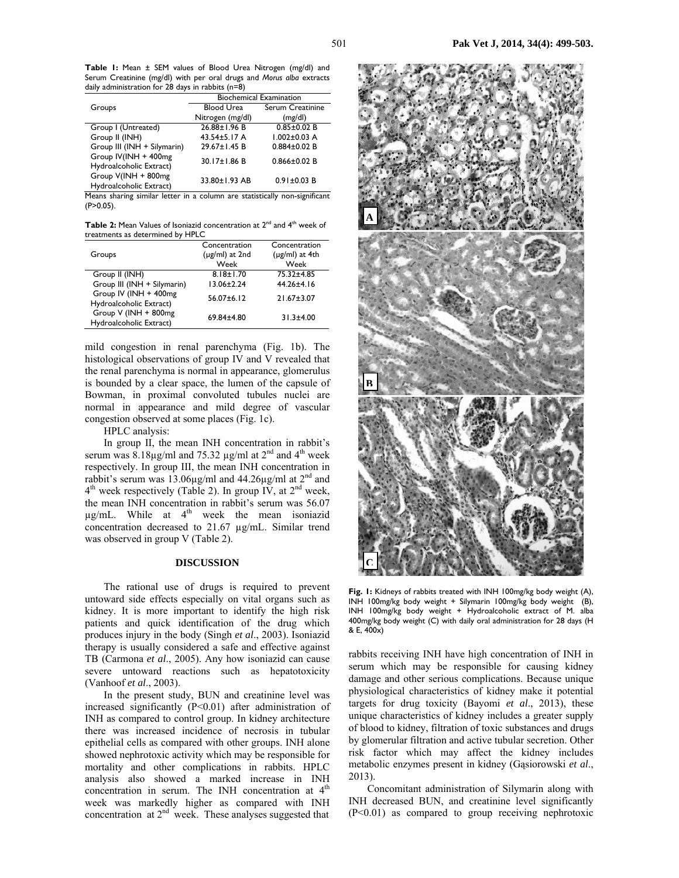**Table 1:** Mean ± SEM values of Blood Urea Nitrogen (mg/dl) and Serum Creatinine (mg/dl) with per oral drugs and *Morus alba* extracts daily administration for 28 days in rabbits (n=8)

| Groups | Biochemical Examination | |
|---|---|---|
| | Blood Urea Nitrogen (mg/dl) | Serum Creatinine (mg/dl) |
| Group I (Untreated) | 26.88±1.96 B | 0.85±0.02 B |
| Group II (INH) | 43.54±5.17 A | 1.002±0.03 A |
| Group III (INH + Silymarin) | 29.67±1.45 B | 0.884±0.02 B |
| Group IV(INH + 400mg Hydroalcoholic Extract) | 30.17±1.86 B | 0.866±0.02 B |
| Group V(INH + 800mg Hydroalcoholic Extract) | 33.80±1.93 AB | 0.91±0.03 B |

Means sharing similar letter in a column are statistically non-significant (P>0.05).

**Table 2:** Mean Values of Isoniazid concentration at 2nd and 4th week of treatments as determined by HPLC

| Groups | Concentration (µg/ml) at 2nd Week | Concentration (µg/ml) at 4th Week |
|---|---|---|
| Group II (INH) | 8.18±1.70 | 75.32±4.85 |
| Group III (INH + Silymarin) | 13.06±2.24 | 44.26±4.16 |
| Group IV (INH + 400mg Hydroalcoholic Extract) | 56.07±6.12 | 21.67±3.07 |
| Group V (INH + 800mg Hydroalcoholic Extract) | 69.84±4.80 | 31.3±4.00 |

mild congestion in renal parenchyma (Fig. 1b). The histological observations of group IV and V revealed that the renal parenchyma is normal in appearance, glomerulus is bounded by a clear space, the lumen of the capsule of Bowman, in proximal convoluted tubules nuclei are normal in appearance and mild degree of vascular congestion observed at some places (Fig. 1c).

HPLC analysis:

In group II, the mean INH concentration in rabbit's serum was 8.18µg/ml and 75.32 µg/ml at 2nd and 4th week respectively. In group III, the mean INH concentration in rabbit's serum was 13.06µg/ml and 44.26µg/ml at 2nd and 4th week respectively (Table 2). In group IV, at 2nd week, the mean INH concentration in rabbit's serum was 56.07 µg/mL. While at 4th week the mean isoniazid concentration decreased to 21.67 µg/mL. Similar trend was observed in group V (Table 2).

## DISCUSSION

The rational use of drugs is required to prevent untoward side effects especially on vital organs such as kidney. It is more important to identify the high risk patients and quick identification of the drug which produces injury in the body (Singh *et al*., 2003). Isoniazid therapy is usually considered a safe and effective against TB (Carmona *et al*., 2005). Any how isoniazid can cause severe untoward reactions such as hepatotoxicity (Vanhoof *et al*., 2003).

In the present study, BUN and creatinine level was increased significantly (P<0.01) after administration of INH as compared to control group. In kidney architecture there was increased incidence of necrosis in tubular epithelial cells as compared with other groups. INH alone showed nephrotoxic activity which may be responsible for mortality and other complications in rabbits. HPLC analysis also showed a marked increase in INH concentration in serum. The INH concentration at 4th week was markedly higher as compared with INH concentration at 2nd week. These analyses suggested that rabbits receiving INH have high concentration of INH in serum which may be responsible for causing kidney damage and other serious complications. Because unique physiological characteristics of kidney make it potential targets for drug toxicity (Bayomi *et al*., 2013), these unique characteristics of kidney includes a greater supply of blood to kidney, filtration of toxic substances and drugs by glomerular filtration and active tubular secretion. Other risk factor which may affect the kidney includes metabolic enzymes present in kidney (Gąsiorowski *et al*., 2013).

Concomitant administration of Silymarin along with INH decreased BUN, and creatinine level significantly (P<0.01) as compared to group receiving nephrotoxic

**Fig. 1:** Kidneys of rabbits treated with INH 100mg/kg body weight (A), INH 100mg/kg body weight + Silymarin 100mg/kg body weight (B), INH 100mg/kg body weight + Hydroalcoholic extract of M. alba 400mg/kg body weight (C) with daily oral administration for 28 days (H & E, 400x)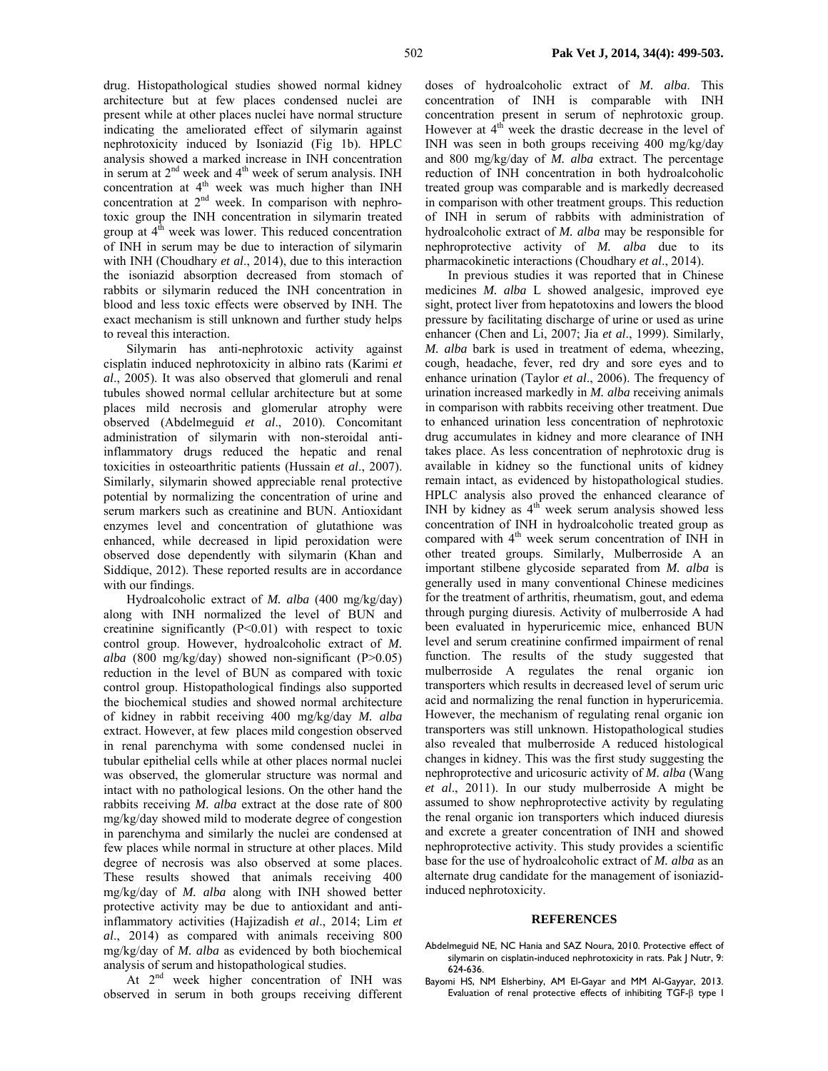drug. Histopathological studies showed normal kidney architecture but at few places condensed nuclei are present while at other places nuclei have normal structure indicating the ameliorated effect of silymarin against nephrotoxicity induced by Isoniazid (Fig 1b). HPLC analysis showed a marked increase in INH concentration in serum at 2nd week and 4th week of serum analysis. INH concentration at 4th week was much higher than INH concentration at 2nd week. In comparison with nephrotoxic group the INH concentration in silymarin treated group at 4th week was lower. This reduced concentration of INH in serum may be due to interaction of silymarin with INH (Choudhary *et al*., 2014), due to this interaction the isoniazid absorption decreased from stomach of rabbits or silymarin reduced the INH concentration in blood and less toxic effects were observed by INH. The exact mechanism is still unknown and further study helps to reveal this interaction.

Silymarin has anti-nephrotoxic activity against cisplatin induced nephrotoxicity in albino rats (Karimi *et al*., 2005). It was also observed that glomeruli and renal tubules showed normal cellular architecture but at some places mild necrosis and glomerular atrophy were observed (Abdelmeguid *et al*., 2010). Concomitant administration of silymarin with non-steroidal anti-inflammatory drugs reduced the hepatic and renal toxicities in osteoarthritic patients (Hussain *et al*., 2007). Similarly, silymarin showed appreciable renal protective potential by normalizing the concentration of urine and serum markers such as creatinine and BUN. Antioxidant enzymes level and concentration of glutathione was enhanced, while decreased in lipid peroxidation were observed dose dependently with silymarin (Khan and Siddique, 2012). These reported results are in accordance with our findings.

Hydroalcoholic extract of *M. alba* (400 mg/kg/day) along with INH normalized the level of BUN and creatinine significantly ($P<0.01$) with respect to toxic control group. However, hydroalcoholic extract of *M. alba* (800 mg/kg/day) showed non-significant ($P>0.05$) reduction in the level of BUN as compared with toxic control group. Histopathological findings also supported the biochemical studies and showed normal architecture of kidney in rabbit receiving 400 mg/kg/day *M. alba* extract. However, at few places mild congestion observed in renal parenchyma with some condensed nuclei in tubular epithelial cells while at other places normal nuclei was observed, the glomerular structure was normal and intact with no pathological lesions. On the other hand the rabbits receiving *M. alba* extract at the dose rate of 800 mg/kg/day showed mild to moderate degree of congestion in parenchyma and similarly the nuclei are condensed at few places while normal in structure at other places. Mild degree of necrosis was also observed at some places. These results showed that animals receiving 400 mg/kg/day of *M. alba* along with INH showed better protective activity may be due to antioxidant and anti-inflammatory activities (Hajizadish *et al*., 2014; Lim *et al*., 2014) as compared with animals receiving 800 mg/kg/day of *M. alba* as evidenced by both biochemical analysis of serum and histopathological studies.

At 2nd week higher concentration of INH was observed in serum in both groups receiving different doses of hydroalcoholic extract of *M. alba*. This concentration of INH is comparable with INH concentration present in serum of nephrotoxic group. However at 4th week the drastic decrease in the level of INH was seen in both groups receiving 400 mg/kg/day and 800 mg/kg/day of *M. alba* extract. The percentage reduction of INH concentration in both hydroalcoholic treated group was comparable and is markedly decreased in comparison with other treatment groups. This reduction of INH in serum of rabbits with administration of hydroalcoholic extract of *M. alba* may be responsible for nephroprotective activity of *M. alba* due to its pharmacokinetic interactions (Choudhary *et al*., 2014).

In previous studies it was reported that in Chinese medicines *M. alba* L showed analgesic, improved eye sight, protect liver from hepatotoxins and lowers the blood pressure by facilitating discharge of urine or used as urine enhancer (Chen and Li, 2007; Jia *et al*., 1999). Similarly, *M. alba* bark is used in treatment of edema, wheezing, cough, headache, fever, red dry and sore eyes and to enhance urination (Taylor *et al*., 2006). The frequency of urination increased markedly in *M. alba* receiving animals in comparison with rabbits receiving other treatment. Due to enhanced urination less concentration of nephrotoxic drug accumulates in kidney and more clearance of INH takes place. As less concentration of nephrotoxic drug is available in kidney so the functional units of kidney remain intact, as evidenced by histopathological studies. HPLC analysis also proved the enhanced clearance of INH by kidney as 4th week serum analysis showed less concentration of INH in hydroalcoholic treated group as compared with 4th week serum concentration of INH in other treated groups. Similarly, Mulberroside A an important stilbene glycoside separated from *M. alba* is generally used in many conventional Chinese medicines for the treatment of arthritis, rheumatism, gout, and edema through purging diuresis. Activity of mulberroside A had been evaluated in hyperuricemic mice, enhanced BUN level and serum creatinine confirmed impairment of renal function. The results of the study suggested that mulberroside A regulates the renal organic ion transporters which results in decreased level of serum uric acid and normalizing the renal function in hyperuricemia. However, the mechanism of regulating renal organic ion transporters was still unknown. Histopathological studies also revealed that mulberroside A reduced histological changes in kidney. This was the first study suggesting the nephroprotective and uricosuric activity of *M. alba* (Wang *et al*., 2011). In our study mulberroside A might be assumed to show nephroprotective activity by regulating the renal organic ion transporters which induced diuresis and excrete a greater concentration of INH and showed nephroprotective activity. This study provides a scientific base for the use of hydroalcoholic extract of *M. alba* as an alternate drug candidate for the management of isoniazid-induced nephrotoxicity.

## REFERENCES

Abdelmeguid NE, NC Hania and SAZ Noura, 2010. Protective effect of silymarin on cisplatin-induced nephrotoxicity in rats. Pak J Nutr, 9: 624-636.

Bayomi HS, NM Elsherbiny, AM El-Gayar and MM Al-Gayyar, 2013. Evaluation of renal protective effects of inhibiting TGF-β type I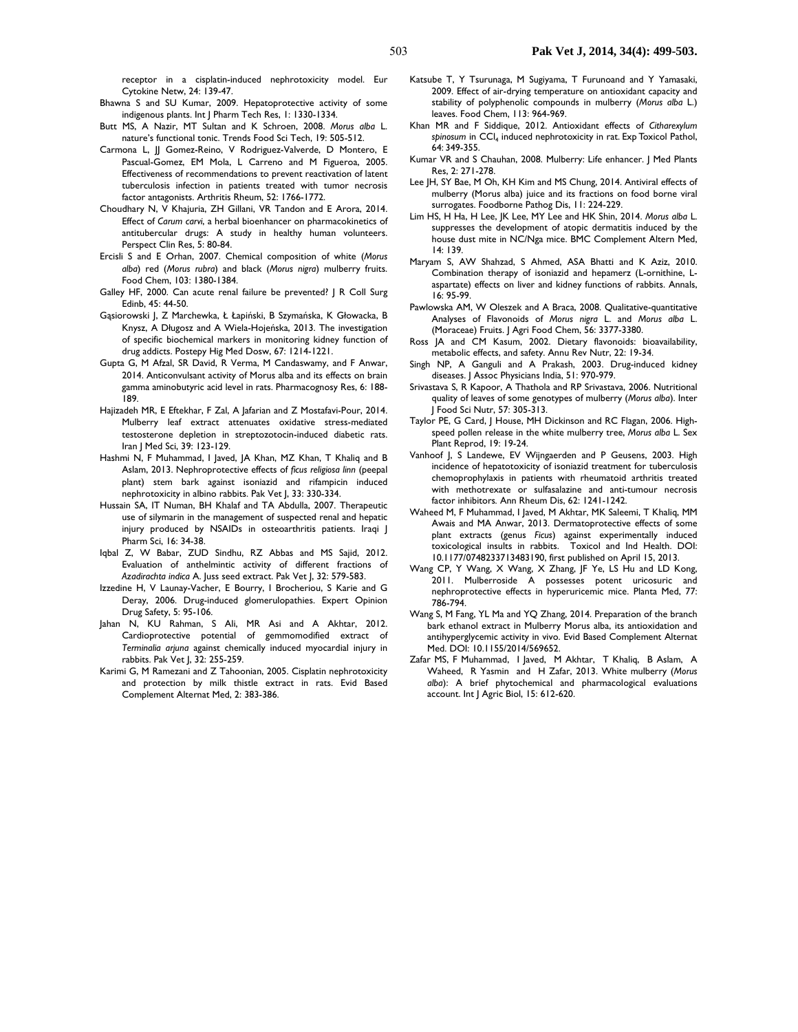receptor in a cisplatin-induced nephrotoxicity model. Eur Cytokine Netw, 24: 139-47.

Bhawna S and SU Kumar, 2009. Hepatoprotective activity of some indigenous plants. Int J Pharm Tech Res, 1: 1330-1334.

Butt MS, A Nazir, MT Sultan and K Schroen, 2008. *Morus alba* L. nature's functional tonic. Trends Food Sci Tech, 19: 505-512.

Carmona L, JJ Gomez-Reino, V Rodriguez-Valverde, D Montero, E Pascual-Gomez, EM Mola, L Carreno and M Figueroa, 2005. Effectiveness of recommendations to prevent reactivation of latent tuberculosis infection in patients treated with tumor necrosis factor antagonists. Arthritis Rheum, 52: 1766-1772.

Choudhary N, V Khajuria, ZH Gillani, VR Tandon and E Arora, 2014. Effect of *Carum carvi*, a herbal bioenhancer on pharmacokinetics of antitubercular drugs: A study in healthy human volunteers. Perspect Clin Res, 5: 80-84.

Ercisli S and E Orhan, 2007. Chemical composition of white (*Morus alba*) red (*Morus rubra*) and black (*Morus nigra*) mulberry fruits. Food Chem, 103: 1380-1384.

Galley HF, 2000. Can acute renal failure be prevented? J R Coll Surg Edinb, 45: 44-50.

Gąsiorowski J, Z Marchewka, Ł Łapiński, B Szymańska, K Głowacka, B Knysz, A Długosz and A Wiela-Hojeńska, 2013. The investigation of specific biochemical markers in monitoring kidney function of drug addicts. Postepy Hig Med Dosw, 67: 1214-1221.

Gupta G, M Afzal, SR David, R Verma, M Candaswamy, and F Anwar, 2014. Anticonvulsant activity of Morus alba and its effects on brain gamma aminobutyric acid level in rats. Pharmacognosy Res, 6: 188-189.

Hajizadeh MR, E Eftekhar, F Zal, A Jafarian and Z Mostafavi-Pour, 2014. Mulberry leaf extract attenuates oxidative stress-mediated testosterone depletion in streptozotocin-induced diabetic rats. Iran J Med Sci, 39: 123-129.

Hashmi N, F Muhammad, I Javed, JA Khan, MZ Khan, T Khaliq and B Aslam, 2013. Nephroprotective effects of *ficus religiosa linn* (peepal plant) stem bark against isoniazid and rifampicin induced nephrotoxicity in albino rabbits. Pak Vet J, 33: 330-334.

Hussain SA, IT Numan, BH Khalaf and TA Abdulla, 2007. Therapeutic use of silymarin in the management of suspected renal and hepatic injury produced by NSAIDs in osteoarthritis patients. Iraqi J Pharm Sci, 16: 34-38.

Iqbal Z, W Babar, ZUD Sindhu, RZ Abbas and MS Sajid, 2012. Evaluation of anthelmintic activity of different fractions of *Azadirachta indica* A. Juss seed extract. Pak Vet J, 32: 579-583.

Izzedine H, V Launay-Vacher, E Bourry, I Brocheriou, S Karie and G Deray, 2006. Drug-induced glomerulopathies. Expert Opinion Drug Safety, 5: 95-106.

Jahan N, KU Rahman, S Ali, MR Asi and A Akhtar, 2012. Cardioprotective potential of gemmomodified extract of *Terminalia arjuna* against chemically induced myocardial injury in rabbits. Pak Vet J, 32: 255-259.

Karimi G, M Ramezani and Z Tahoonian, 2005. Cisplatin nephrotoxicity and protection by milk thistle extract in rats. Evid Based Complement Alternat Med, 2: 383-386.

Katsube T, Y Tsurunaga, M Sugiyama, T Furunoand and Y Yamasaki, 2009. Effect of air-drying temperature on antioxidant capacity and stability of polyphenolic compounds in mulberry (*Morus alba* L.) leaves. Food Chem, 113: 964-969.

Khan MR and F Siddique, 2012. Antioxidant effects of *Citharexylum spinosum* in $CCl_4$ induced nephrotoxicity in rat. Exp Toxicol Pathol, 64: 349-355.

Kumar VR and S Chauhan, 2008. Mulberry: Life enhancer. J Med Plants Res, 2: 271-278.

Lee JH, SY Bae, M Oh, KH Kim and MS Chung, 2014. Antiviral effects of mulberry (Morus alba) juice and its fractions on food borne viral surrogates. Foodborne Pathog Dis, 11: 224-229.

Lim HS, H Ha, H Lee, JK Lee, MY Lee and HK Shin, 2014. *Morus alba* L. suppresses the development of atopic dermatitis induced by the house dust mite in NC/Nga mice. BMC Complement Altern Med, 14: 139.

Maryam S, AW Shahzad, S Ahmed, ASA Bhatti and K Aziz, 2010. Combination therapy of isoniazid and hepamerz (L-ornithine, L-aspartate) effects on liver and kidney functions of rabbits. Annals, 16: 95-99.

Pawlowska AM, W Oleszek and A Braca, 2008. Qualitative-quantitative Analyses of Flavonoids of *Morus nigra* L. and *Morus alba* L. (Moraceae) Fruits. J Agri Food Chem, 56: 3377-3380.

Ross JA and CM Kasum, 2002. Dietary flavonoids: bioavailability, metabolic effects, and safety. Annu Rev Nutr, 22: 19-34.

Singh NP, A Ganguli and A Prakash, 2003. Drug-induced kidney diseases. J Assoc Physicians India, 51: 970-979.

Srivastava S, R Kapoor, A Thathola and RP Srivastava, 2006. Nutritional quality of leaves of some genotypes of mulberry (*Morus alba*). Inter J Food Sci Nutr, 57: 305-313.

Taylor PE, G Card, J House, MH Dickinson and RC Flagan, 2006. High-speed pollen release in the white mulberry tree, *Morus alba* L. Sex Plant Reprod, 19: 19-24.

Vanhoof J, S Landewe, EV Wijngaerden and P Geusens, 2003. High incidence of hepatotoxicity of isoniazid treatment for tuberculosis chemoprophylaxis in patients with rheumatoid arthritis treated with methotrexate or sulfasalazine and anti-tumour necrosis factor inhibitors. Ann Rheum Dis, 62: 1241-1242.

Waheed M, F Muhammad, I Javed, M Akhtar, MK Saleemi, T Khaliq, MM Awais and MA Anwar, 2013. Dermatoprotective effects of some plant extracts (genus *Ficus*) against experimentally induced toxicological insults in rabbits. Toxicol and Ind Health. DOI: 10.1177/0748233713483190, first published on April 15, 2013.

Wang CP, Y Wang, X Wang, X Zhang, JF Ye, LS Hu and LD Kong, 2011. Mulberroside A possesses potent uricosuric and nephroprotective effects in hyperuricemic mice. Planta Med, 77: 786-794.

Wang S, M Fang, YL Ma and YQ Zhang, 2014. Preparation of the branch bark ethanol extract in Mulberry Morus alba, its antioxidation and antihyperglycemic activity in vivo. Evid Based Complement Alternat Med. DOI: 10.1155/2014/569652.

Zafar MS, F Muhammad, I Javed, M Akhtar, T Khaliq, B Aslam, A Waheed, R Yasmin and H Zafar, 2013. White mulberry (*Morus alba*): A brief phytochemical and pharmacological evaluations account. Int J Agric Biol, 15: 612-620.